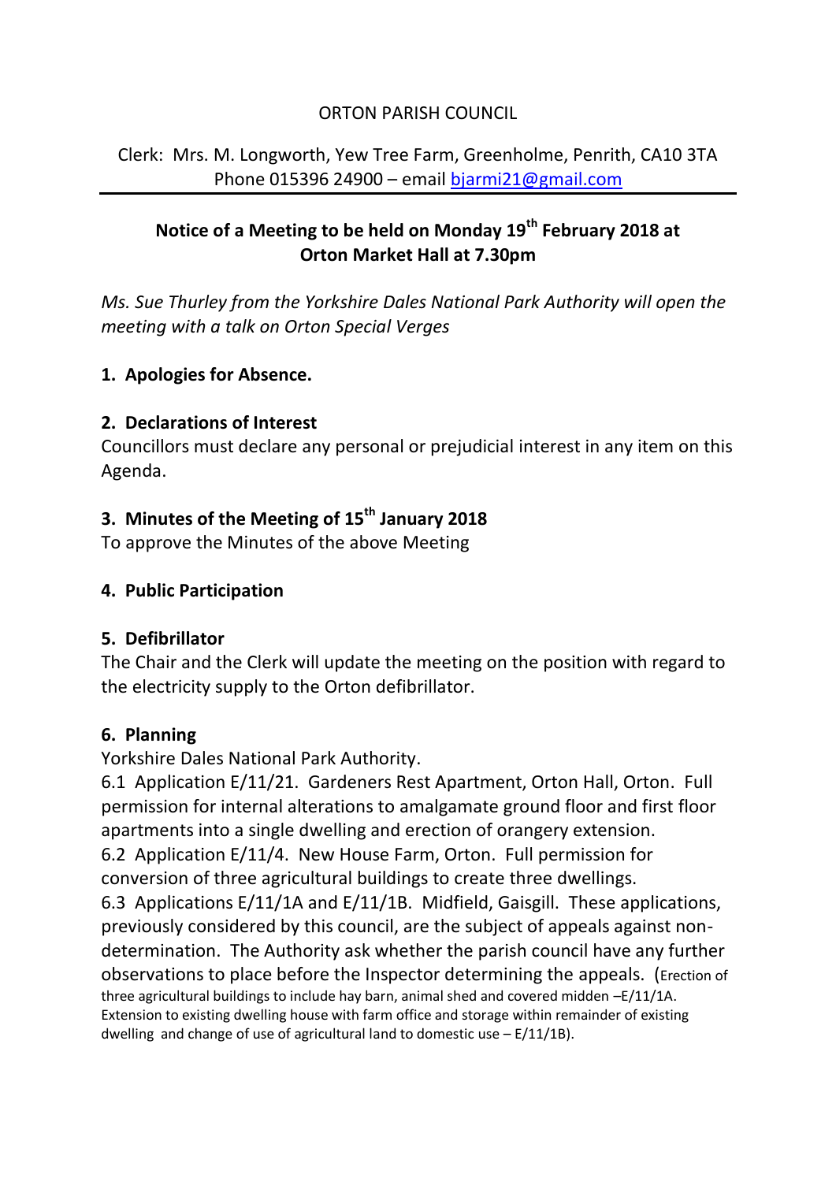ORTON PARISH COUNCIL

Clerk: Mrs. M. Longworth, Yew Tree Farm, Greenholme, Penrith, CA10 3TA
Phone 015396 24900 – email bjarmi21@gmail.com

---

**Notice of a Meeting to be held on Monday 19th February 2018 at Orton Market Hall at 7.30pm**

*Ms. Sue Thurley from the Yorkshire Dales National Park Authority will open the meeting with a talk on Orton Special Verges*

**1. Apologies for Absence.**

**2. Declarations of Interest**

Councillors must declare any personal or prejudicial interest in any item on this Agenda.

**3. Minutes of the Meeting of 15th January 2018**

To approve the Minutes of the above Meeting

**4. Public Participation**

**5. Defibrillator**

The Chair and the Clerk will update the meeting on the position with regard to the electricity supply to the Orton defibrillator.

**6. Planning**

Yorkshire Dales National Park Authority.

6.1 Application E/11/21. Gardeners Rest Apartment, Orton Hall, Orton. Full permission for internal alterations to amalgamate ground floor and first floor apartments into a single dwelling and erection of orangery extension.

6.2 Application E/11/4. New House Farm, Orton. Full permission for conversion of three agricultural buildings to create three dwellings.

6.3 Applications E/11/1A and E/11/1B. Midfield, Gaisgill. These applications, previously considered by this council, are the subject of appeals against non-determination. The Authority ask whether the parish council have any further observations to place before the Inspector determining the appeals. (Erection of three agricultural buildings to include hay barn, animal shed and covered midden –E/11/1A. Extension to existing dwelling house with farm office and storage within remainder of existing dwelling and change of use of agricultural land to domestic use – E/11/1B).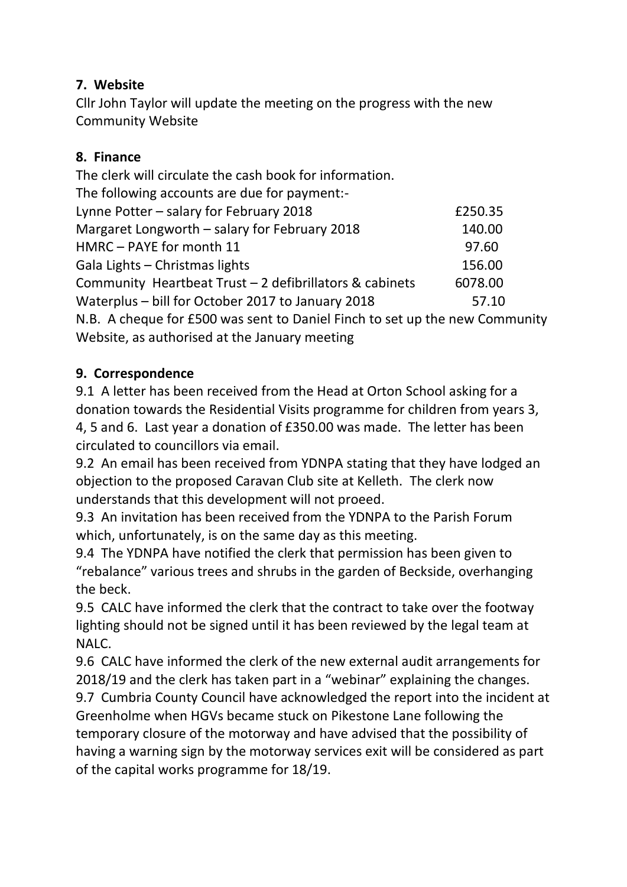**7. Website**

Cllr John Taylor will update the meeting on the progress with the new Community Website

**8. Finance**

The clerk will circulate the cash book for information.

The following accounts are due for payment:-

| | |
|---|---|
| Lynne Potter – salary for February 2018 | £250.35 |
| Margaret Longworth – salary for February 2018 | 140.00 |
| HMRC – PAYE for month 11 | 97.60 |
| Gala Lights – Christmas lights | 156.00 |
| Community Heartbeat Trust – 2 defibrillators & cabinets | 6078.00 |
| Waterplus – bill for October 2017 to January 2018 | 57.10 |

N.B. A cheque for £500 was sent to Daniel Finch to set up the new Community Website, as authorised at the January meeting

**9. Correspondence**

9.1 A letter has been received from the Head at Orton School asking for a donation towards the Residential Visits programme for children from years 3, 4, 5 and 6. Last year a donation of £350.00 was made. The letter has been circulated to councillors via email.

9.2 An email has been received from YDNPA stating that they have lodged an objection to the proposed Caravan Club site at Kelleth. The clerk now understands that this development will not proeed.

9.3 An invitation has been received from the YDNPA to the Parish Forum which, unfortunately, is on the same day as this meeting.

9.4 The YDNPA have notified the clerk that permission has been given to "rebalance" various trees and shrubs in the garden of Beckside, overhanging the beck.

9.5 CALC have informed the clerk that the contract to take over the footway lighting should not be signed until it has been reviewed by the legal team at NALC.

9.6 CALC have informed the clerk of the new external audit arrangements for 2018/19 and the clerk has taken part in a "webinar" explaining the changes.

9.7 Cumbria County Council have acknowledged the report into the incident at Greenholme when HGVs became stuck on Pikestone Lane following the temporary closure of the motorway and have advised that the possibility of having a warning sign by the motorway services exit will be considered as part of the capital works programme for 18/19.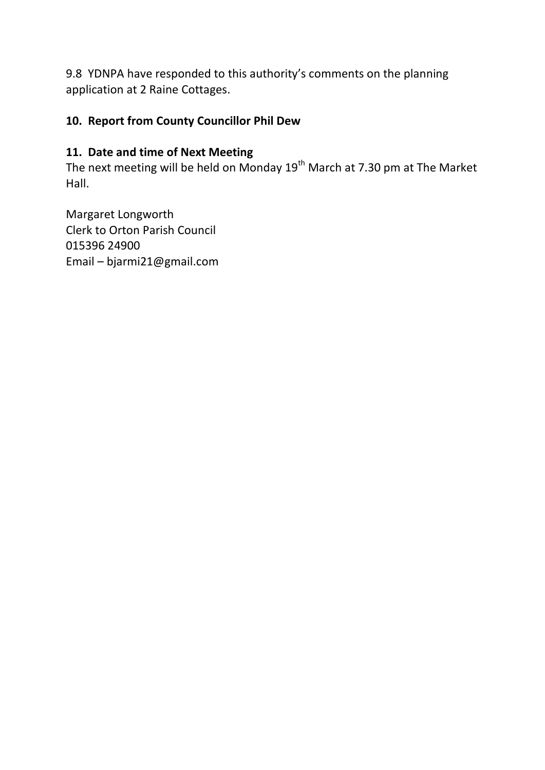9.8 YDNPA have responded to this authority's comments on the planning application at 2 Raine Cottages.

**10. Report from County Councillor Phil Dew**

**11. Date and time of Next Meeting**

The next meeting will be held on Monday 19th March at 7.30 pm at The Market Hall.

Margaret Longworth
Clerk to Orton Parish Council
015396 24900
Email – bjarmi21@gmail.com